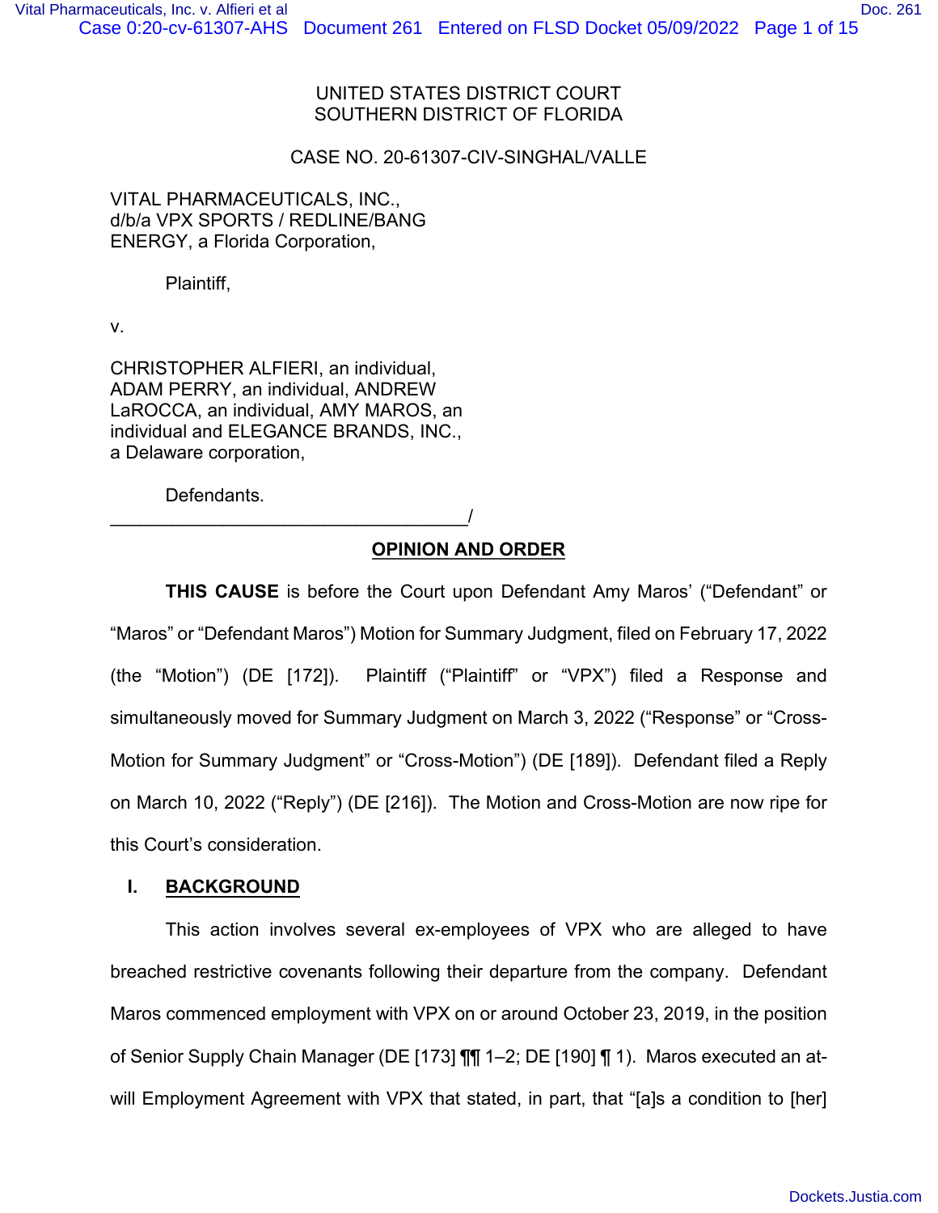UNITED STATES DISTRICT COURT
SOUTHERN DISTRICT OF FLORIDA

CASE NO. 20-61307-CIV-SINGHAL/VALLE

VITAL PHARMACEUTICALS, INC., d/b/a VPX SPORTS / REDLINE/BANG ENERGY, a Florida Corporation,

Plaintiff,

v.

CHRISTOPHER ALFIERI, an individual, ADAM PERRY, an individual, ANDREW LaROCCA, an individual, AMY MAROS, an individual and ELEGANCE BRANDS, INC., a Delaware corporation,

Defendants.
\_\_\_\_\_\_\_\_\_\_\_\_\_\_\_\_\_\_\_\_\_\_\_\_\_\_\_\_\_\_\_\_\_\_\_\_/

## OPINION AND ORDER

**THIS CAUSE** is before the Court upon Defendant Amy Maros' ("Defendant" or "Maros" or "Defendant Maros") Motion for Summary Judgment, filed on February 17, 2022 (the "Motion") (DE [172]). Plaintiff ("Plaintiff" or "VPX") filed a Response and simultaneously moved for Summary Judgment on March 3, 2022 ("Response" or "Cross-Motion for Summary Judgment" or "Cross-Motion") (DE [189]). Defendant filed a Reply on March 10, 2022 ("Reply") (DE [216]). The Motion and Cross-Motion are now ripe for this Court's consideration.

### I. BACKGROUND

This action involves several ex-employees of VPX who are alleged to have breached restrictive covenants following their departure from the company. Defendant Maros commenced employment with VPX on or around October 23, 2019, in the position of Senior Supply Chain Manager (DE [173] ¶¶ 1–2; DE [190] ¶ 1). Maros executed an at-will Employment Agreement with VPX that stated, in part, that "[a]s a condition to [her]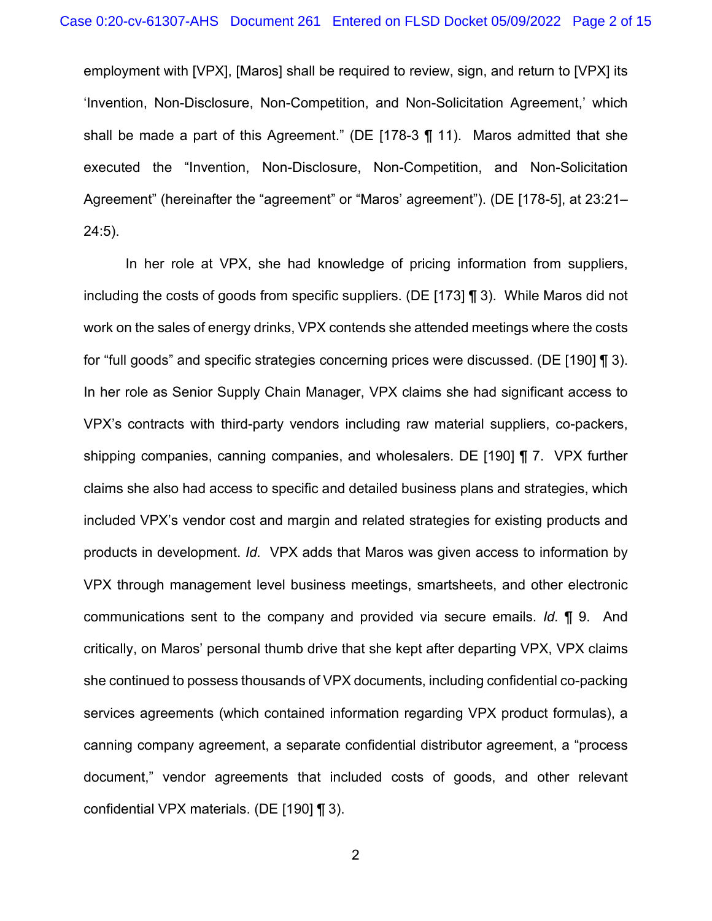employment with [VPX], [Maros] shall be required to review, sign, and return to [VPX] its 'Invention, Non-Disclosure, Non-Competition, and Non-Solicitation Agreement,' which shall be made a part of this Agreement." (DE [178-3 ¶ 11). Maros admitted that she executed the "Invention, Non-Disclosure, Non-Competition, and Non-Solicitation Agreement" (hereinafter the "agreement" or "Maros' agreement"). (DE [178-5], at 23:21–24:5).

In her role at VPX, she had knowledge of pricing information from suppliers, including the costs of goods from specific suppliers. (DE [173] ¶ 3). While Maros did not work on the sales of energy drinks, VPX contends she attended meetings where the costs for "full goods" and specific strategies concerning prices were discussed. (DE [190] ¶ 3). In her role as Senior Supply Chain Manager, VPX claims she had significant access to VPX's contracts with third-party vendors including raw material suppliers, co-packers, shipping companies, canning companies, and wholesalers. DE [190] ¶ 7. VPX further claims she also had access to specific and detailed business plans and strategies, which included VPX's vendor cost and margin and related strategies for existing products and products in development. *Id.* VPX adds that Maros was given access to information by VPX through management level business meetings, smartsheets, and other electronic communications sent to the company and provided via secure emails. *Id.* ¶ 9. And critically, on Maros' personal thumb drive that she kept after departing VPX, VPX claims she continued to possess thousands of VPX documents, including confidential co-packing services agreements (which contained information regarding VPX product formulas), a canning company agreement, a separate confidential distributor agreement, a "process document," vendor agreements that included costs of goods, and other relevant confidential VPX materials. (DE [190] ¶ 3).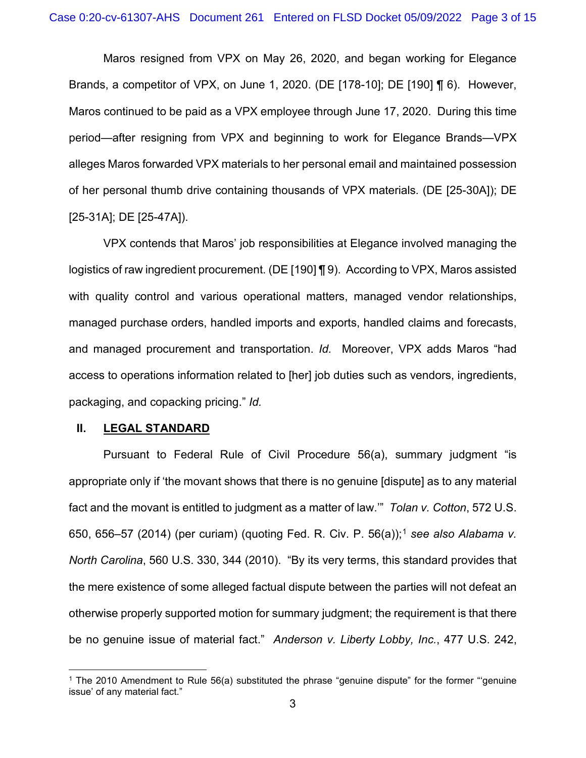Maros resigned from VPX on May 26, 2020, and began working for Elegance Brands, a competitor of VPX, on June 1, 2020. (DE [178-10]; DE [190] ¶ 6). However, Maros continued to be paid as a VPX employee through June 17, 2020. During this time period—after resigning from VPX and beginning to work for Elegance Brands—VPX alleges Maros forwarded VPX materials to her personal email and maintained possession of her personal thumb drive containing thousands of VPX materials. (DE [25-30A]); DE [25-31A]; DE [25-47A]).

VPX contends that Maros' job responsibilities at Elegance involved managing the logistics of raw ingredient procurement. (DE [190] ¶ 9). According to VPX, Maros assisted with quality control and various operational matters, managed vendor relationships, managed purchase orders, handled imports and exports, handled claims and forecasts, and managed procurement and transportation. *Id.* Moreover, VPX adds Maros "had access to operations information related to [her] job duties such as vendors, ingredients, packaging, and copacking pricing." *Id.*

## II. LEGAL STANDARD

Pursuant to Federal Rule of Civil Procedure 56(a), summary judgment "is appropriate only if 'the movant shows that there is no genuine [dispute] as to any material fact and the movant is entitled to judgment as a matter of law.'" *Tolan v. Cotton*, 572 U.S. 650, 656–57 (2014) (per curiam) (quoting Fed. R. Civ. P. 56(a));[1] *see also Alabama v. North Carolina*, 560 U.S. 330, 344 (2010). "By its very terms, this standard provides that the mere existence of some alleged factual dispute between the parties will not defeat an otherwise properly supported motion for summary judgment; the requirement is that there be no genuine issue of material fact." *Anderson v. Liberty Lobby, Inc.*, 477 U.S. 242,

[1] The 2010 Amendment to Rule 56(a) substituted the phrase "genuine dispute" for the former "'genuine issue' of any material fact."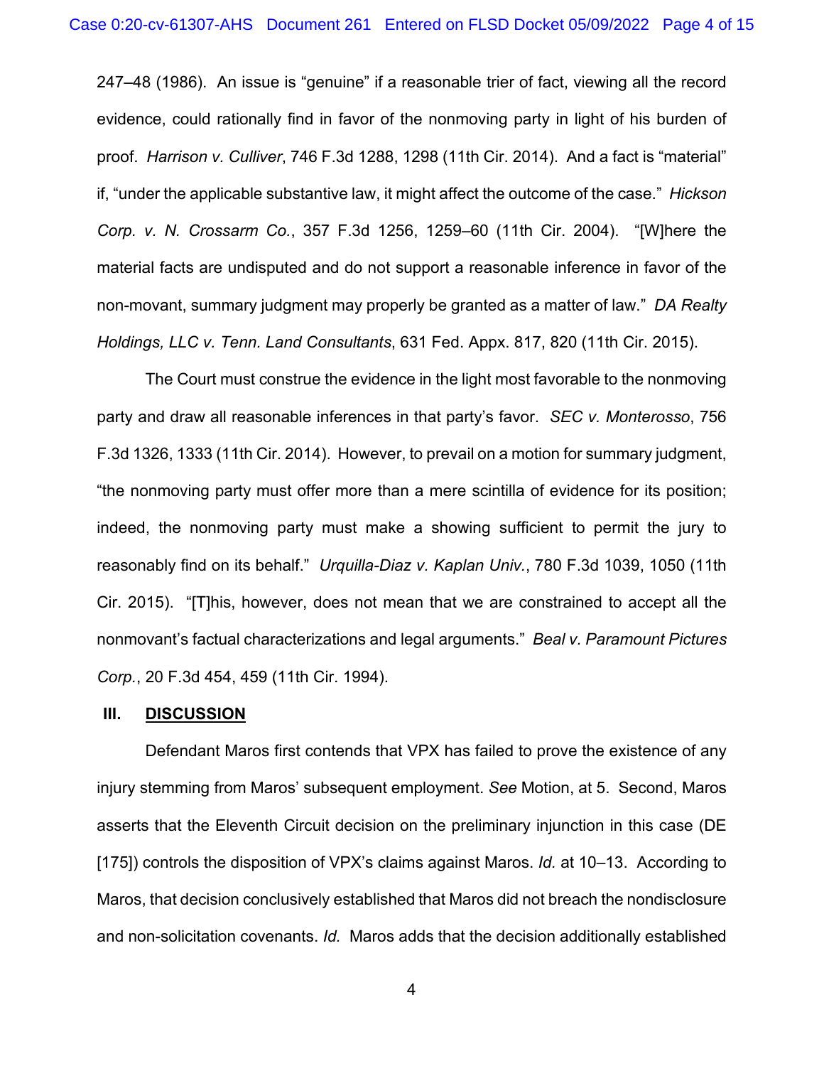247–48 (1986). An issue is "genuine" if a reasonable trier of fact, viewing all the record evidence, could rationally find in favor of the nonmoving party in light of his burden of proof. *Harrison v. Culliver*, 746 F.3d 1288, 1298 (11th Cir. 2014). And a fact is "material" if, "under the applicable substantive law, it might affect the outcome of the case." *Hickson Corp. v. N. Crossarm Co.*, 357 F.3d 1256, 1259–60 (11th Cir. 2004). "[W]here the material facts are undisputed and do not support a reasonable inference in favor of the non-movant, summary judgment may properly be granted as a matter of law." *DA Realty Holdings, LLC v. Tenn. Land Consultants*, 631 Fed. Appx. 817, 820 (11th Cir. 2015).

The Court must construe the evidence in the light most favorable to the nonmoving party and draw all reasonable inferences in that party's favor. *SEC v. Monterosso*, 756 F.3d 1326, 1333 (11th Cir. 2014). However, to prevail on a motion for summary judgment, "the nonmoving party must offer more than a mere scintilla of evidence for its position; indeed, the nonmoving party must make a showing sufficient to permit the jury to reasonably find on its behalf." *Urquilla-Diaz v. Kaplan Univ.*, 780 F.3d 1039, 1050 (11th Cir. 2015). "[T]his, however, does not mean that we are constrained to accept all the nonmovant's factual characterizations and legal arguments." *Beal v. Paramount Pictures Corp.*, 20 F.3d 454, 459 (11th Cir. 1994).

## III. DISCUSSION

Defendant Maros first contends that VPX has failed to prove the existence of any injury stemming from Maros' subsequent employment. *See* Motion, at 5. Second, Maros asserts that the Eleventh Circuit decision on the preliminary injunction in this case (DE [175]) controls the disposition of VPX's claims against Maros. *Id.* at 10–13. According to Maros, that decision conclusively established that Maros did not breach the nondisclosure and non-solicitation covenants. *Id.* Maros adds that the decision additionally established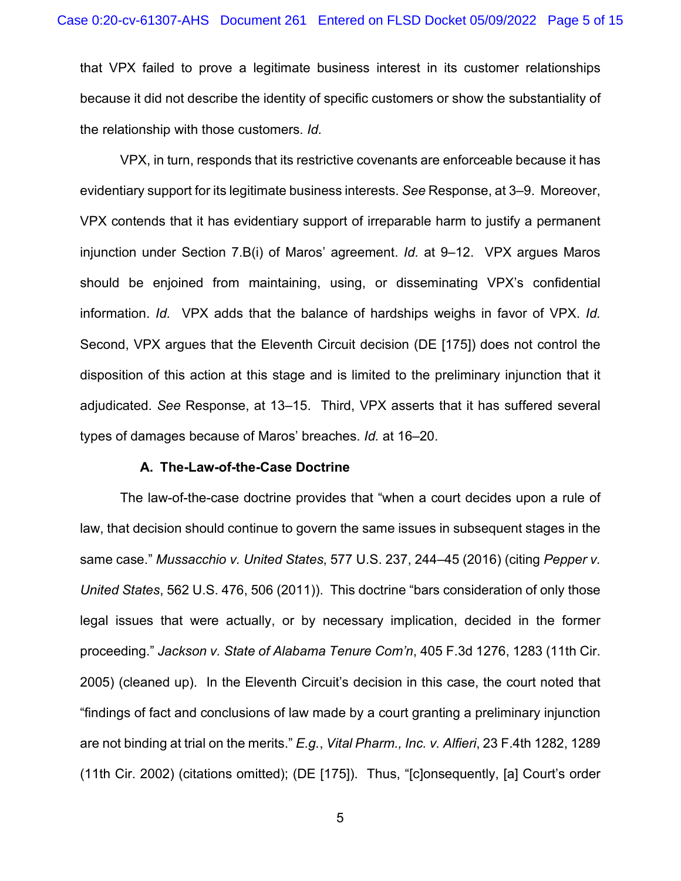that VPX failed to prove a legitimate business interest in its customer relationships because it did not describe the identity of specific customers or show the substantiality of the relationship with those customers. *Id.*

VPX, in turn, responds that its restrictive covenants are enforceable because it has evidentiary support for its legitimate business interests. *See* Response, at 3–9. Moreover, VPX contends that it has evidentiary support of irreparable harm to justify a permanent injunction under Section 7.B(i) of Maros' agreement. *Id.* at 9–12. VPX argues Maros should be enjoined from maintaining, using, or disseminating VPX's confidential information. *Id.* VPX adds that the balance of hardships weighs in favor of VPX. *Id.* Second, VPX argues that the Eleventh Circuit decision (DE [175]) does not control the disposition of this action at this stage and is limited to the preliminary injunction that it adjudicated. *See* Response, at 13–15. Third, VPX asserts that it has suffered several types of damages because of Maros' breaches. *Id.* at 16–20.

### A. The-Law-of-the-Case Doctrine

The law-of-the-case doctrine provides that "when a court decides upon a rule of law, that decision should continue to govern the same issues in subsequent stages in the same case." *Mussacchio v. United States*, 577 U.S. 237, 244–45 (2016) (citing *Pepper v. United States*, 562 U.S. 476, 506 (2011)). This doctrine "bars consideration of only those legal issues that were actually, or by necessary implication, decided in the former proceeding." *Jackson v. State of Alabama Tenure Com'n*, 405 F.3d 1276, 1283 (11th Cir. 2005) (cleaned up). In the Eleventh Circuit's decision in this case, the court noted that "findings of fact and conclusions of law made by a court granting a preliminary injunction are not binding at trial on the merits." *E.g.*, *Vital Pharm., Inc. v. Alfieri*, 23 F.4th 1282, 1289 (11th Cir. 2002) (citations omitted); (DE [175]). Thus, "[c]onsequently, [a] Court's order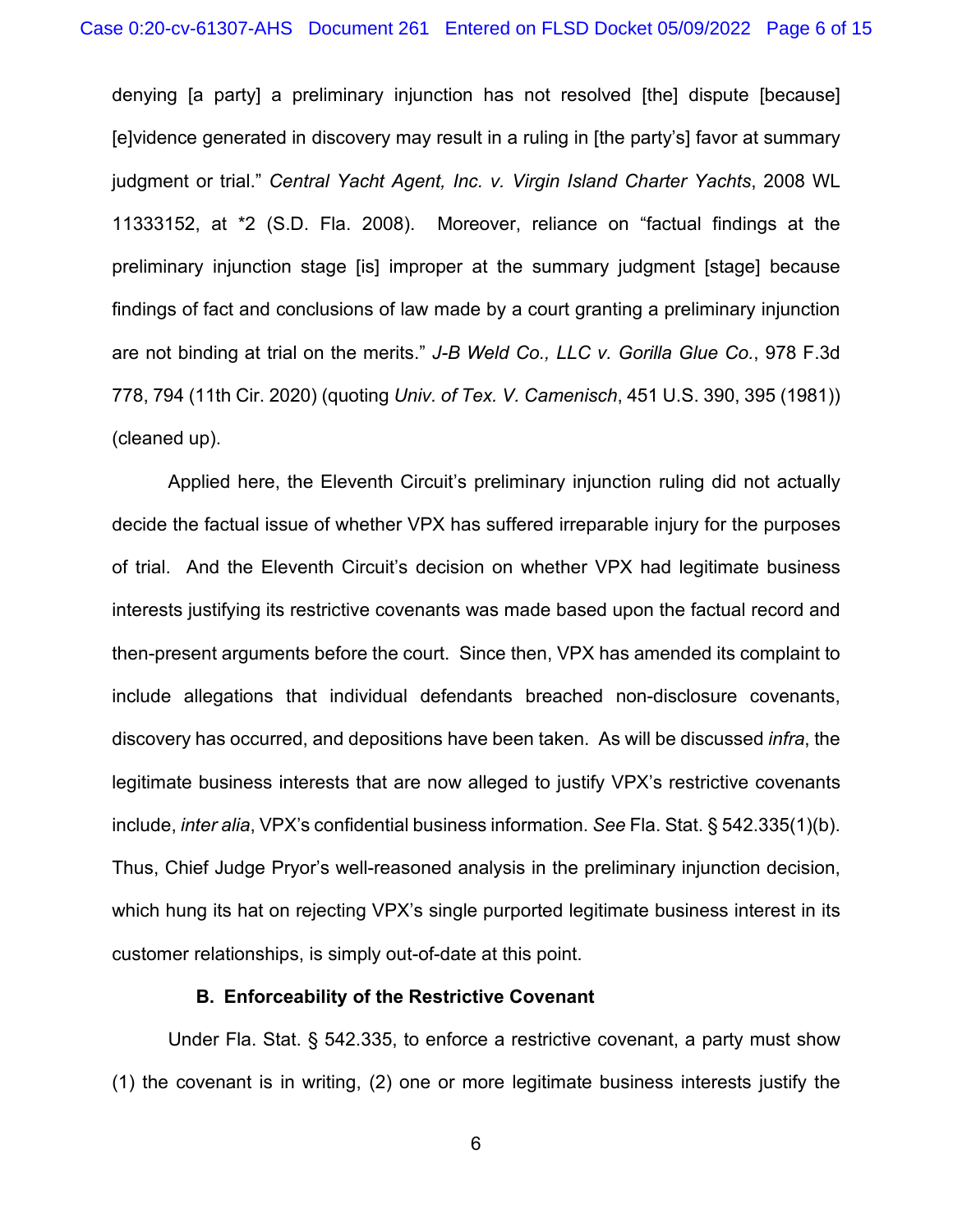denying [a party] a preliminary injunction has not resolved [the] dispute [because] [e]vidence generated in discovery may result in a ruling in [the party's] favor at summary judgment or trial." *Central Yacht Agent, Inc. v. Virgin Island Charter Yachts*, 2008 WL 11333152, at *2 (S.D. Fla. 2008). Moreover, reliance on "factual findings at the preliminary injunction stage [is] improper at the summary judgment [stage] because findings of fact and conclusions of law made by a court granting a preliminary injunction are not binding at trial on the merits." *J-B Weld Co., LLC v. Gorilla Glue Co.*, 978 F.3d 778, 794 (11th Cir. 2020) (quoting *Univ. of Tex. V. Camenisch*, 451 U.S. 390, 395 (1981)) (cleaned up).

Applied here, the Eleventh Circuit's preliminary injunction ruling did not actually decide the factual issue of whether VPX has suffered irreparable injury for the purposes of trial. And the Eleventh Circuit's decision on whether VPX had legitimate business interests justifying its restrictive covenants was made based upon the factual record and then-present arguments before the court. Since then, VPX has amended its complaint to include allegations that individual defendants breached non-disclosure covenants, discovery has occurred, and depositions have been taken. As will be discussed *infra*, the legitimate business interests that are now alleged to justify VPX's restrictive covenants include, *inter alia*, VPX's confidential business information. *See* Fla. Stat. § 542.335(1)(b). Thus, Chief Judge Pryor's well-reasoned analysis in the preliminary injunction decision, which hung its hat on rejecting VPX's single purported legitimate business interest in its customer relationships, is simply out-of-date at this point.

**B. Enforceability of the Restrictive Covenant**

Under Fla. Stat. § 542.335, to enforce a restrictive covenant, a party must show (1) the covenant is in writing, (2) one or more legitimate business interests justify the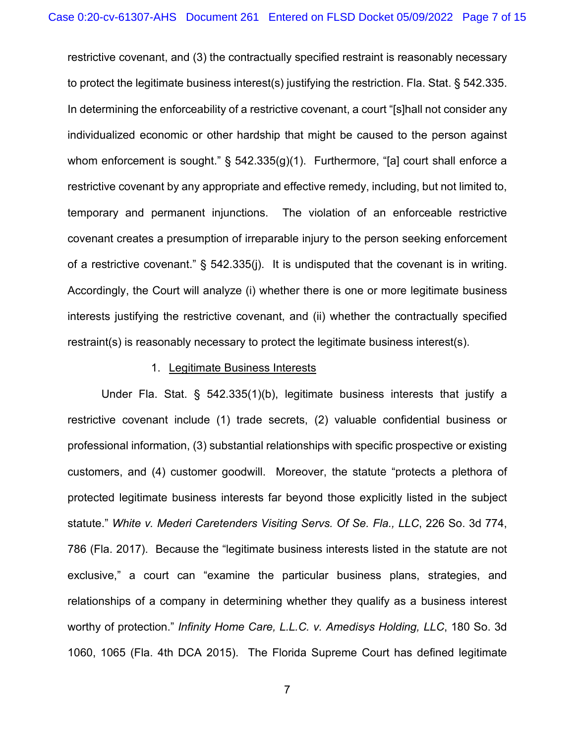restrictive covenant, and (3) the contractually specified restraint is reasonably necessary to protect the legitimate business interest(s) justifying the restriction. Fla. Stat. § 542.335. In determining the enforceability of a restrictive covenant, a court "[s]hall not consider any individualized economic or other hardship that might be caused to the person against whom enforcement is sought." § 542.335(g)(1). Furthermore, "[a] court shall enforce a restrictive covenant by any appropriate and effective remedy, including, but not limited to, temporary and permanent injunctions. The violation of an enforceable restrictive covenant creates a presumption of irreparable injury to the person seeking enforcement of a restrictive covenant." § 542.335(j). It is undisputed that the covenant is in writing. Accordingly, the Court will analyze (i) whether there is one or more legitimate business interests justifying the restrictive covenant, and (ii) whether the contractually specified restraint(s) is reasonably necessary to protect the legitimate business interest(s).

1. Legitimate Business Interests

Under Fla. Stat. § 542.335(1)(b), legitimate business interests that justify a restrictive covenant include (1) trade secrets, (2) valuable confidential business or professional information, (3) substantial relationships with specific prospective or existing customers, and (4) customer goodwill. Moreover, the statute "protects a plethora of protected legitimate business interests far beyond those explicitly listed in the subject statute." *White v. Mederi Caretenders Visiting Servs. Of Se. Fla., LLC*, 226 So. 3d 774, 786 (Fla. 2017). Because the "legitimate business interests listed in the statute are not exclusive," a court can "examine the particular business plans, strategies, and relationships of a company in determining whether they qualify as a business interest worthy of protection." *Infinity Home Care, L.L.C. v. Amedisys Holding, LLC*, 180 So. 3d 1060, 1065 (Fla. 4th DCA 2015). The Florida Supreme Court has defined legitimate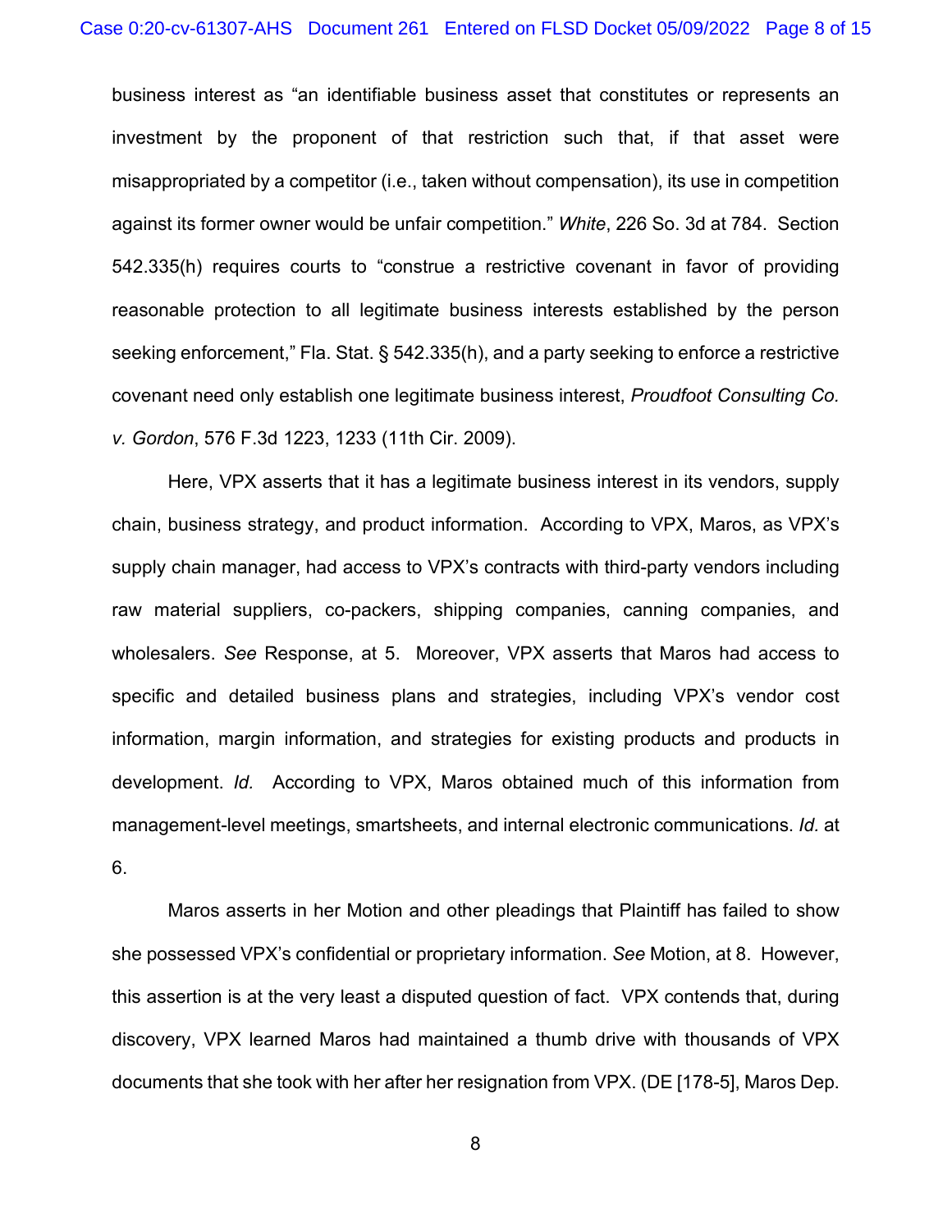business interest as "an identifiable business asset that constitutes or represents an investment by the proponent of that restriction such that, if that asset were misappropriated by a competitor (i.e., taken without compensation), its use in competition against its former owner would be unfair competition." *White*, 226 So. 3d at 784. Section 542.335(h) requires courts to "construe a restrictive covenant in favor of providing reasonable protection to all legitimate business interests established by the person seeking enforcement," Fla. Stat. § 542.335(h), and a party seeking to enforce a restrictive covenant need only establish one legitimate business interest, *Proudfoot Consulting Co. v. Gordon*, 576 F.3d 1223, 1233 (11th Cir. 2009).

Here, VPX asserts that it has a legitimate business interest in its vendors, supply chain, business strategy, and product information. According to VPX, Maros, as VPX's supply chain manager, had access to VPX's contracts with third-party vendors including raw material suppliers, co-packers, shipping companies, canning companies, and wholesalers. *See* Response, at 5. Moreover, VPX asserts that Maros had access to specific and detailed business plans and strategies, including VPX's vendor cost information, margin information, and strategies for existing products and products in development. *Id.* According to VPX, Maros obtained much of this information from management-level meetings, smartsheets, and internal electronic communications. *Id.* at 6.

Maros asserts in her Motion and other pleadings that Plaintiff has failed to show she possessed VPX's confidential or proprietary information. *See* Motion, at 8. However, this assertion is at the very least a disputed question of fact. VPX contends that, during discovery, VPX learned Maros had maintained a thumb drive with thousands of VPX documents that she took with her after her resignation from VPX. (DE [178-5], Maros Dep.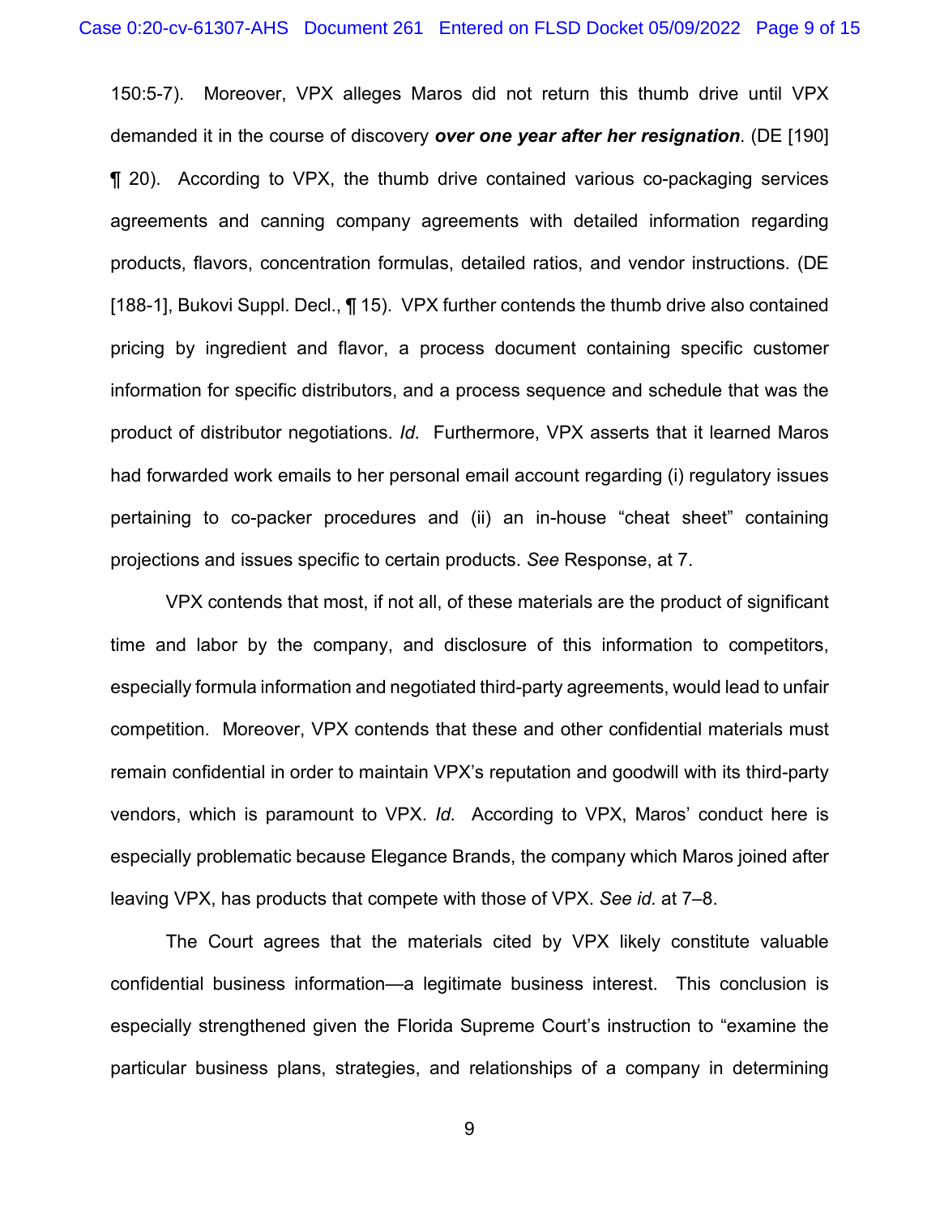150:5-7). Moreover, VPX alleges Maros did not return this thumb drive until VPX demanded it in the course of discovery ***over one year after her resignation***. (DE [190] ¶ 20). According to VPX, the thumb drive contained various co-packaging services agreements and canning company agreements with detailed information regarding products, flavors, concentration formulas, detailed ratios, and vendor instructions. (DE [188-1], Bukovi Suppl. Decl., ¶ 15). VPX further contends the thumb drive also contained pricing by ingredient and flavor, a process document containing specific customer information for specific distributors, and a process sequence and schedule that was the product of distributor negotiations. *Id.* Furthermore, VPX asserts that it learned Maros had forwarded work emails to her personal email account regarding (i) regulatory issues pertaining to co-packer procedures and (ii) an in-house "cheat sheet" containing projections and issues specific to certain products. *See* Response, at 7.

VPX contends that most, if not all, of these materials are the product of significant time and labor by the company, and disclosure of this information to competitors, especially formula information and negotiated third-party agreements, would lead to unfair competition. Moreover, VPX contends that these and other confidential materials must remain confidential in order to maintain VPX's reputation and goodwill with its third-party vendors, which is paramount to VPX. *Id.* According to VPX, Maros' conduct here is especially problematic because Elegance Brands, the company which Maros joined after leaving VPX, has products that compete with those of VPX. *See id.* at 7–8.

The Court agrees that the materials cited by VPX likely constitute valuable confidential business information—a legitimate business interest. This conclusion is especially strengthened given the Florida Supreme Court's instruction to "examine the particular business plans, strategies, and relationships of a company in determining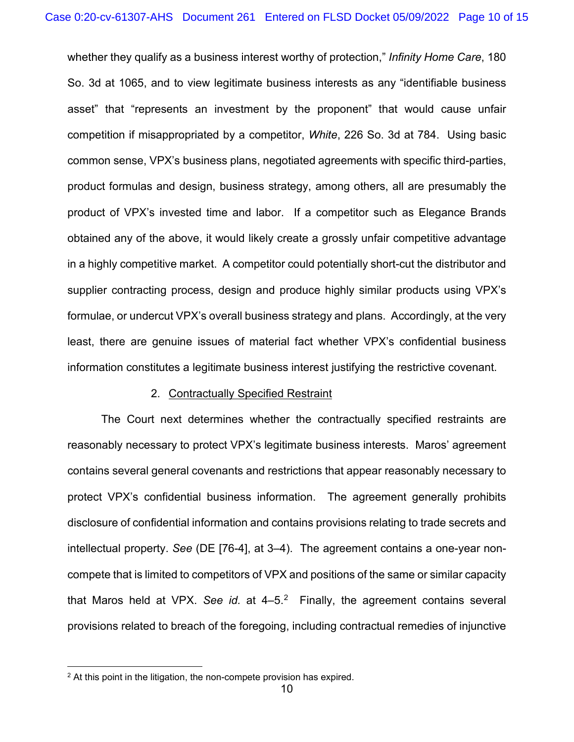whether they qualify as a business interest worthy of protection," *Infinity Home Care*, 180 So. 3d at 1065, and to view legitimate business interests as any "identifiable business asset" that "represents an investment by the proponent" that would cause unfair competition if misappropriated by a competitor, *White*, 226 So. 3d at 784. Using basic common sense, VPX's business plans, negotiated agreements with specific third-parties, product formulas and design, business strategy, among others, all are presumably the product of VPX's invested time and labor. If a competitor such as Elegance Brands obtained any of the above, it would likely create a grossly unfair competitive advantage in a highly competitive market. A competitor could potentially short-cut the distributor and supplier contracting process, design and produce highly similar products using VPX's formulae, or undercut VPX's overall business strategy and plans. Accordingly, at the very least, there are genuine issues of material fact whether VPX's confidential business information constitutes a legitimate business interest justifying the restrictive covenant.

2. Contractually Specified Restraint

The Court next determines whether the contractually specified restraints are reasonably necessary to protect VPX's legitimate business interests. Maros' agreement contains several general covenants and restrictions that appear reasonably necessary to protect VPX's confidential business information. The agreement generally prohibits disclosure of confidential information and contains provisions relating to trade secrets and intellectual property. *See* (DE [76-4], at 3–4). The agreement contains a one-year non-compete that is limited to competitors of VPX and positions of the same or similar capacity that Maros held at VPX. *See id.* at 4–5.[2] Finally, the agreement contains several provisions related to breach of the foregoing, including contractual remedies of injunctive

[2] At this point in the litigation, the non-compete provision has expired.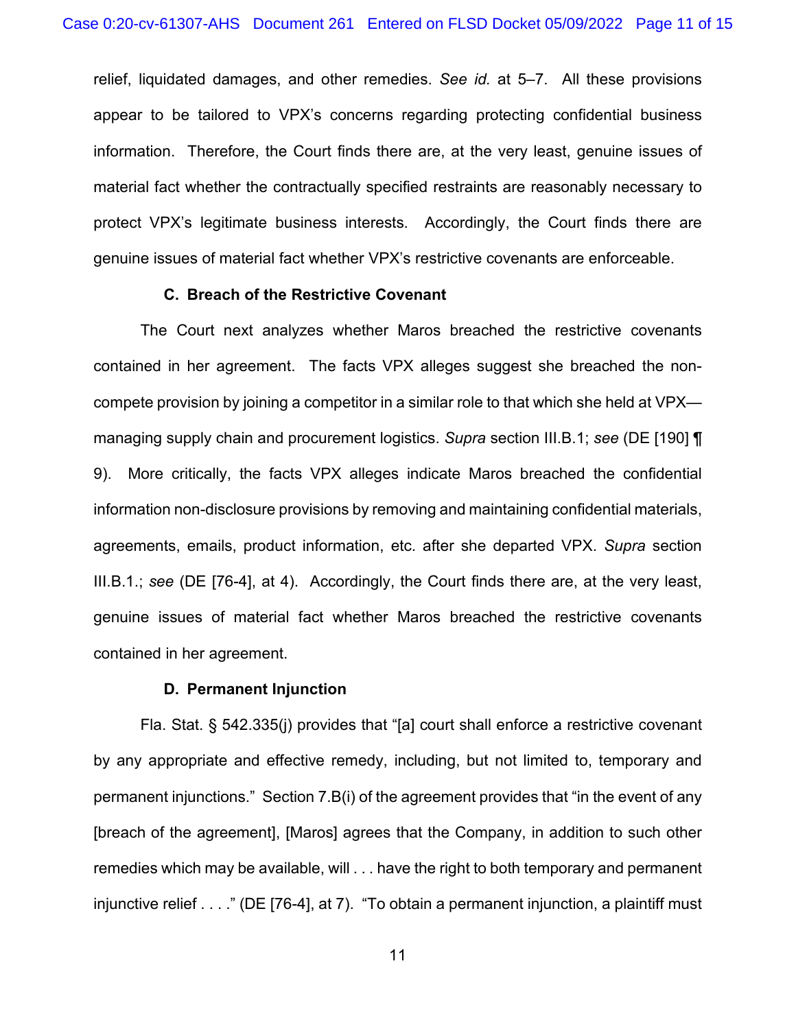relief, liquidated damages, and other remedies. *See id.* at 5–7. All these provisions appear to be tailored to VPX's concerns regarding protecting confidential business information. Therefore, the Court finds there are, at the very least, genuine issues of material fact whether the contractually specified restraints are reasonably necessary to protect VPX's legitimate business interests. Accordingly, the Court finds there are genuine issues of material fact whether VPX's restrictive covenants are enforceable.

### C. Breach of the Restrictive Covenant

The Court next analyzes whether Maros breached the restrictive covenants contained in her agreement. The facts VPX alleges suggest she breached the non-compete provision by joining a competitor in a similar role to that which she held at VPX—managing supply chain and procurement logistics. *Supra* section III.B.1; *see* (DE [190] ¶ 9). More critically, the facts VPX alleges indicate Maros breached the confidential information non-disclosure provisions by removing and maintaining confidential materials, agreements, emails, product information, etc. after she departed VPX. *Supra* section III.B.1.; *see* (DE [76-4], at 4). Accordingly, the Court finds there are, at the very least, genuine issues of material fact whether Maros breached the restrictive covenants contained in her agreement.

### D. Permanent Injunction

Fla. Stat. § 542.335(j) provides that "[a] court shall enforce a restrictive covenant by any appropriate and effective remedy, including, but not limited to, temporary and permanent injunctions." Section 7.B(i) of the agreement provides that "in the event of any [breach of the agreement], [Maros] agrees that the Company, in addition to such other remedies which may be available, will . . . have the right to both temporary and permanent injunctive relief . . . ." (DE [76-4], at 7). "To obtain a permanent injunction, a plaintiff must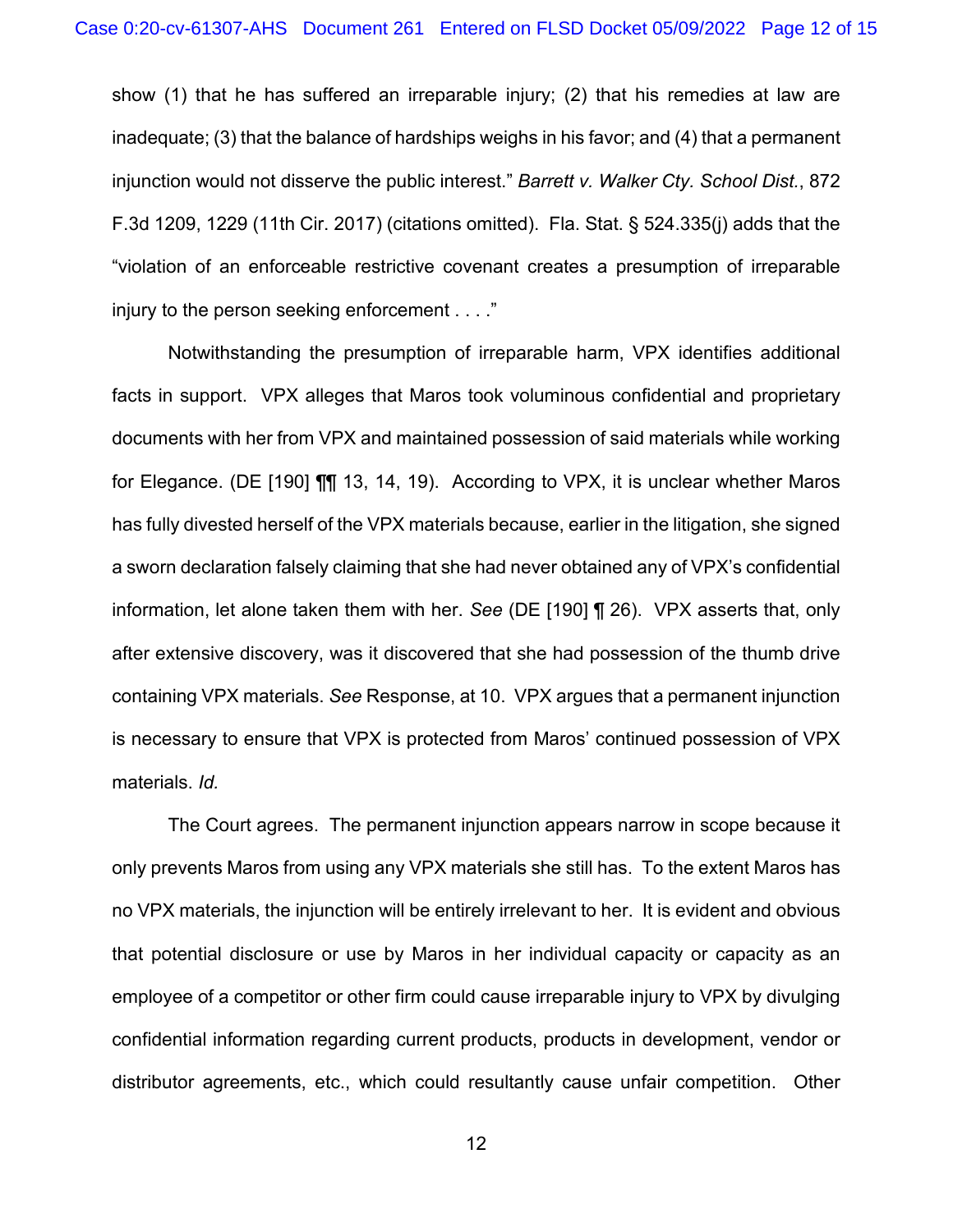show (1) that he has suffered an irreparable injury; (2) that his remedies at law are inadequate; (3) that the balance of hardships weighs in his favor; and (4) that a permanent injunction would not disserve the public interest." *Barrett v. Walker Cty. School Dist.*, 872 F.3d 1209, 1229 (11th Cir. 2017) (citations omitted). Fla. Stat. § 524.335(j) adds that the "violation of an enforceable restrictive covenant creates a presumption of irreparable injury to the person seeking enforcement . . . ."

Notwithstanding the presumption of irreparable harm, VPX identifies additional facts in support. VPX alleges that Maros took voluminous confidential and proprietary documents with her from VPX and maintained possession of said materials while working for Elegance. (DE [190] ¶¶ 13, 14, 19). According to VPX, it is unclear whether Maros has fully divested herself of the VPX materials because, earlier in the litigation, she signed a sworn declaration falsely claiming that she had never obtained any of VPX's confidential information, let alone taken them with her. *See* (DE [190] ¶ 26). VPX asserts that, only after extensive discovery, was it discovered that she had possession of the thumb drive containing VPX materials. *See* Response, at 10. VPX argues that a permanent injunction is necessary to ensure that VPX is protected from Maros' continued possession of VPX materials. *Id.*

The Court agrees. The permanent injunction appears narrow in scope because it only prevents Maros from using any VPX materials she still has. To the extent Maros has no VPX materials, the injunction will be entirely irrelevant to her. It is evident and obvious that potential disclosure or use by Maros in her individual capacity or capacity as an employee of a competitor or other firm could cause irreparable injury to VPX by divulging confidential information regarding current products, products in development, vendor or distributor agreements, etc., which could resultantly cause unfair competition. Other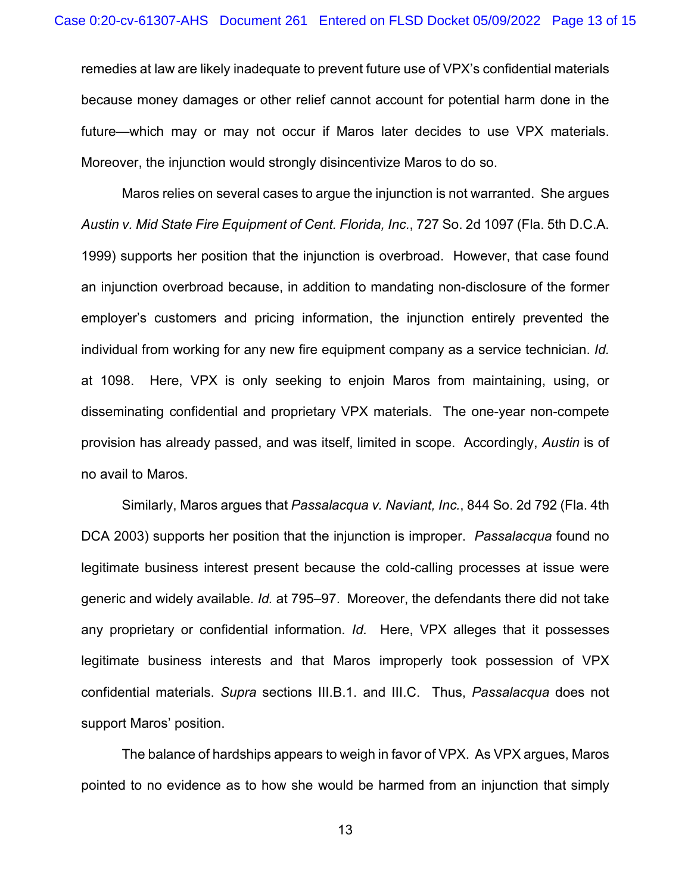remedies at law are likely inadequate to prevent future use of VPX's confidential materials because money damages or other relief cannot account for potential harm done in the future—which may or may not occur if Maros later decides to use VPX materials. Moreover, the injunction would strongly disincentivize Maros to do so.

Maros relies on several cases to argue the injunction is not warranted. She argues *Austin v. Mid State Fire Equipment of Cent. Florida, Inc.*, 727 So. 2d 1097 (Fla. 5th D.C.A. 1999) supports her position that the injunction is overbroad. However, that case found an injunction overbroad because, in addition to mandating non-disclosure of the former employer's customers and pricing information, the injunction entirely prevented the individual from working for any new fire equipment company as a service technician. *Id.* at 1098. Here, VPX is only seeking to enjoin Maros from maintaining, using, or disseminating confidential and proprietary VPX materials. The one-year non-compete provision has already passed, and was itself, limited in scope. Accordingly, *Austin* is of no avail to Maros.

Similarly, Maros argues that *Passalacqua v. Naviant, Inc.*, 844 So. 2d 792 (Fla. 4th DCA 2003) supports her position that the injunction is improper. *Passalacqua* found no legitimate business interest present because the cold-calling processes at issue were generic and widely available. *Id.* at 795–97. Moreover, the defendants there did not take any proprietary or confidential information. *Id.* Here, VPX alleges that it possesses legitimate business interests and that Maros improperly took possession of VPX confidential materials. *Supra* sections III.B.1. and III.C. Thus, *Passalacqua* does not support Maros' position.

The balance of hardships appears to weigh in favor of VPX. As VPX argues, Maros pointed to no evidence as to how she would be harmed from an injunction that simply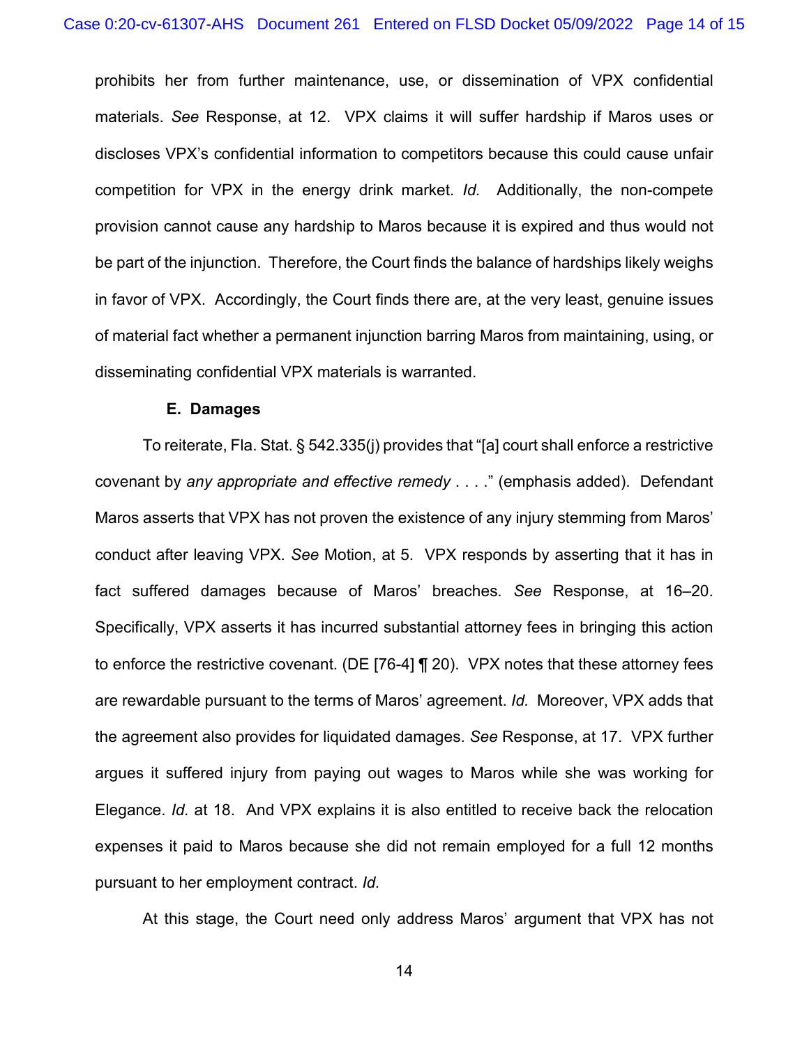prohibits her from further maintenance, use, or dissemination of VPX confidential materials. *See* Response, at 12. VPX claims it will suffer hardship if Maros uses or discloses VPX's confidential information to competitors because this could cause unfair competition for VPX in the energy drink market. *Id.* Additionally, the non-compete provision cannot cause any hardship to Maros because it is expired and thus would not be part of the injunction. Therefore, the Court finds the balance of hardships likely weighs in favor of VPX. Accordingly, the Court finds there are, at the very least, genuine issues of material fact whether a permanent injunction barring Maros from maintaining, using, or disseminating confidential VPX materials is warranted.

**E. Damages**

To reiterate, Fla. Stat. § 542.335(j) provides that "[a] court shall enforce a restrictive covenant by *any appropriate and effective remedy* . . . ." (emphasis added). Defendant Maros asserts that VPX has not proven the existence of any injury stemming from Maros' conduct after leaving VPX. *See* Motion, at 5. VPX responds by asserting that it has in fact suffered damages because of Maros' breaches. *See* Response, at 16–20. Specifically, VPX asserts it has incurred substantial attorney fees in bringing this action to enforce the restrictive covenant. (DE [76-4] ¶ 20). VPX notes that these attorney fees are rewardable pursuant to the terms of Maros' agreement. *Id.* Moreover, VPX adds that the agreement also provides for liquidated damages. *See* Response, at 17. VPX further argues it suffered injury from paying out wages to Maros while she was working for Elegance. *Id.* at 18. And VPX explains it is also entitled to receive back the relocation expenses it paid to Maros because she did not remain employed for a full 12 months pursuant to her employment contract. *Id.*

At this stage, the Court need only address Maros' argument that VPX has not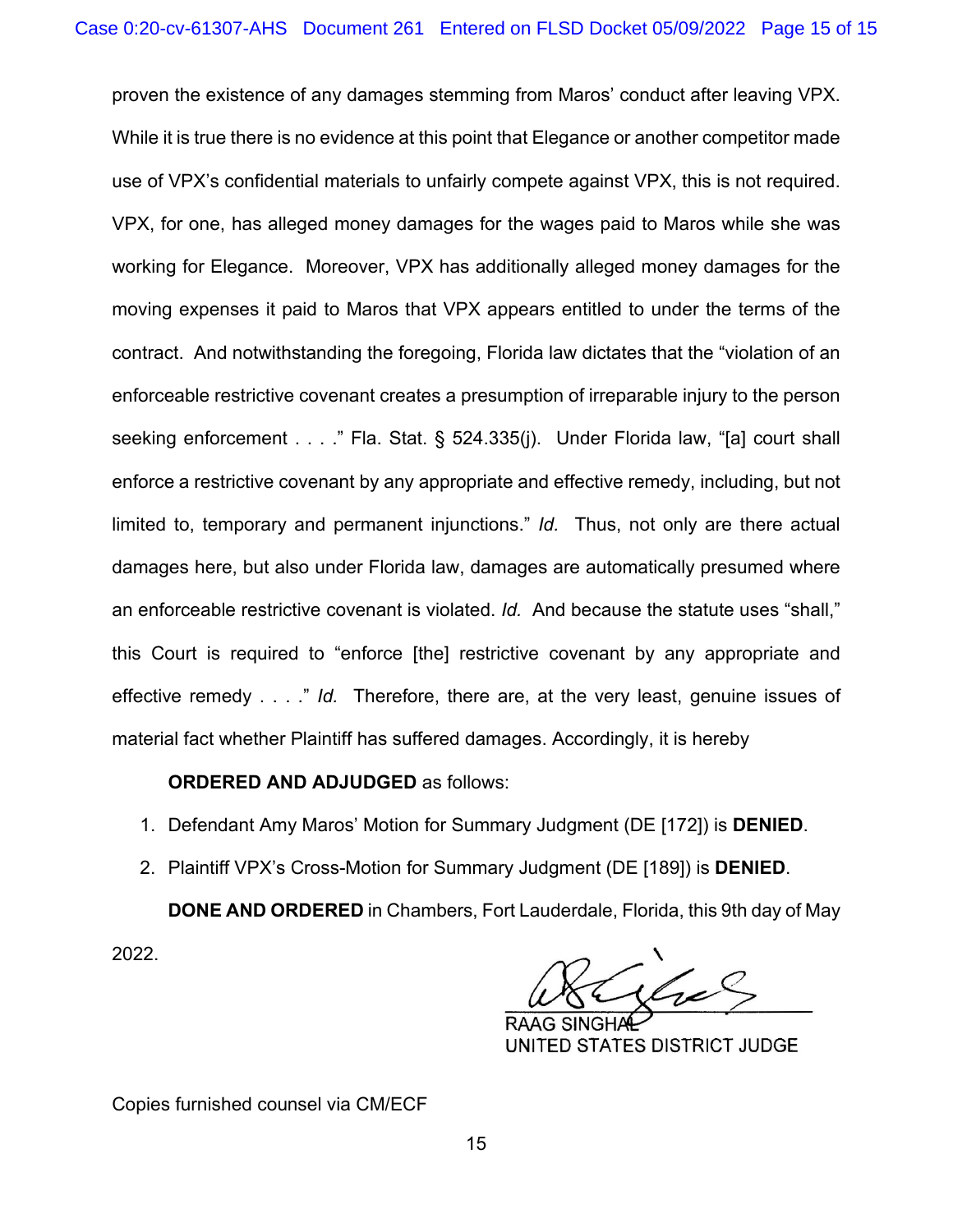proven the existence of any damages stemming from Maros' conduct after leaving VPX. While it is true there is no evidence at this point that Elegance or another competitor made use of VPX's confidential materials to unfairly compete against VPX, this is not required. VPX, for one, has alleged money damages for the wages paid to Maros while she was working for Elegance. Moreover, VPX has additionally alleged money damages for the moving expenses it paid to Maros that VPX appears entitled to under the terms of the contract. And notwithstanding the foregoing, Florida law dictates that the "violation of an enforceable restrictive covenant creates a presumption of irreparable injury to the person seeking enforcement . . . ." Fla. Stat. § 524.335(j). Under Florida law, "[a] court shall enforce a restrictive covenant by any appropriate and effective remedy, including, but not limited to, temporary and permanent injunctions." *Id.* Thus, not only are there actual damages here, but also under Florida law, damages are automatically presumed where an enforceable restrictive covenant is violated. *Id.* And because the statute uses "shall," this Court is required to "enforce [the] restrictive covenant by any appropriate and effective remedy . . . ." *Id.* Therefore, there are, at the very least, genuine issues of material fact whether Plaintiff has suffered damages. Accordingly, it is hereby

**ORDERED AND ADJUDGED** as follows:

1. Defendant Amy Maros' Motion for Summary Judgment (DE [172]) is **DENIED**.
2. Plaintiff VPX's Cross-Motion for Summary Judgment (DE [189]) is **DENIED**.

**DONE AND ORDERED** in Chambers, Fort Lauderdale, Florida, this 9th day of May 2022.

RAAG SINGHAL
UNITED STATES DISTRICT JUDGE

Copies furnished counsel via CM/ECF